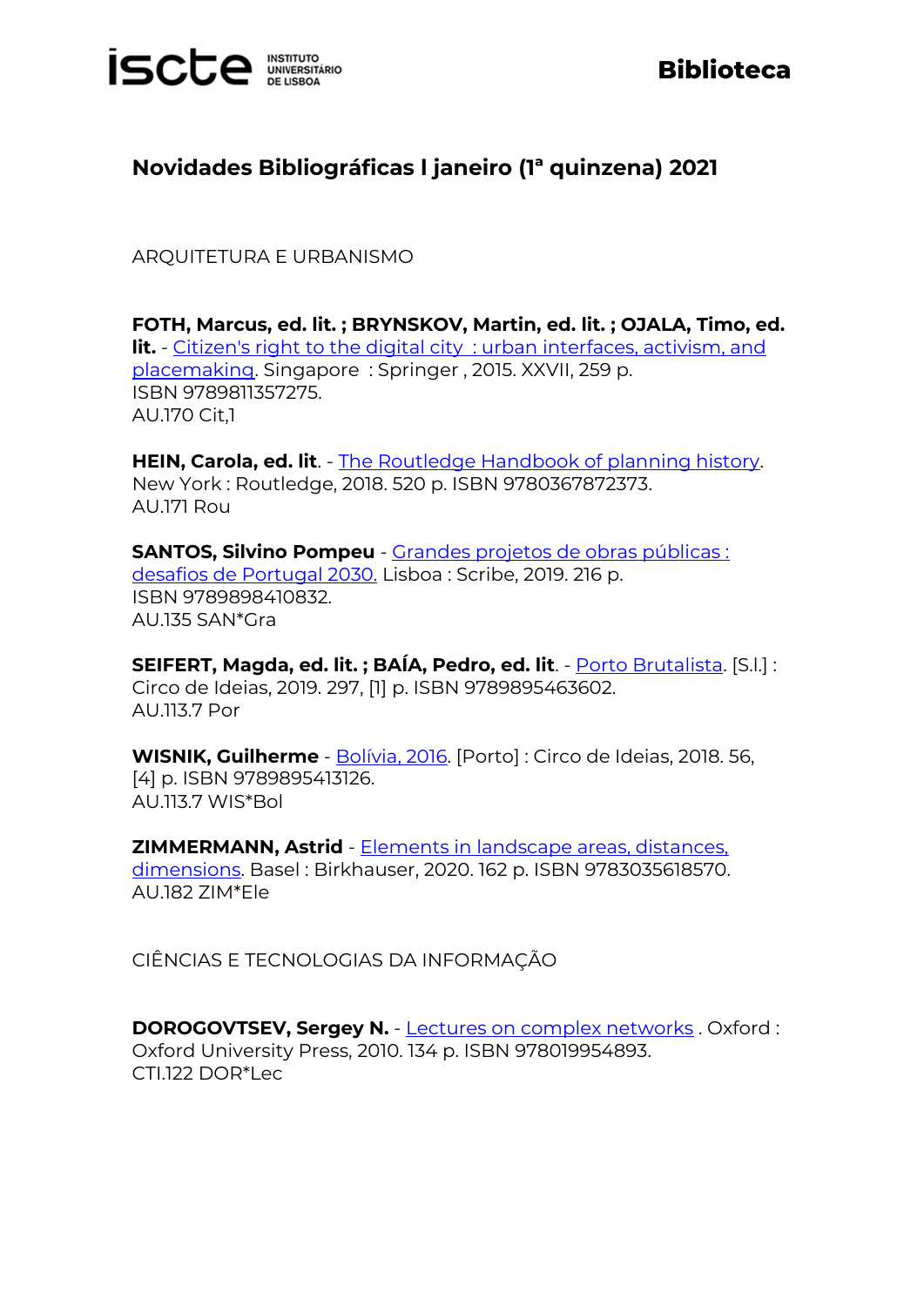# Novidades Bibliográficas l janeiro (1ª quinzena) 2021

## ARQUITETURA E URBANISMO

**FOTH, Marcus, ed. lit. ; BRYNSKOV, Martin, ed. lit. ; OJALA, Timo, ed. lit.** - Citizen's right to the digital city : urban interfaces, activism, and placemaking. Singapore : Springer , 2015. XXVII, 259 p.
ISBN 9789811357275.
AU.170 Cit,1

**HEIN, Carola, ed. lit**. - The Routledge Handbook of planning history. New York : Routledge, 2018. 520 p. ISBN 9780367872373.
AU.171 Rou

**SANTOS, Silvino Pompeu** - Grandes projetos de obras públicas : desafios de Portugal 2030. Lisboa : Scribe, 2019. 216 p.
ISBN 9789898410832.
AU.135 SAN*Gra

**SEIFERT, Magda, ed. lit. ; BAÍA, Pedro, ed. lit**. - Porto Brutalista. [S.l.] : Circo de Ideias, 2019. 297, [1] p. ISBN 9789895463602.
AU.113.7 Por

**WISNIK, Guilherme** - Bolívia, 2016. [Porto] : Circo de Ideias, 2018. 56, [4] p. ISBN 9789895413126.
AU.113.7 WIS*Bol

**ZIMMERMANN, Astrid** - Elements in landscape areas, distances, dimensions. Basel : Birkhauser, 2020. 162 p. ISBN 9783035618570.
AU.182 ZIM*Ele

## CIÊNCIAS E TECNOLOGIAS DA INFORMAÇÃO

**DOROGOVTSEV, Sergey N.** - Lectures on complex networks . Oxford : Oxford University Press, 2010. 134 p. ISBN 978019954893.
CTI.122 DOR*Lec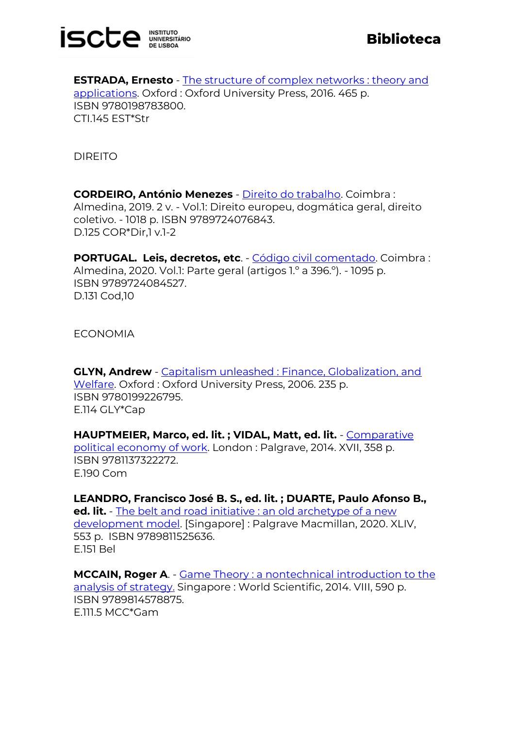**ESTRADA, Ernesto** - The structure of complex networks : theory and applications. Oxford : Oxford University Press, 2016. 465 p.
ISBN 9780198783800.
CTI.145 EST*Str

DIREITO

**CORDEIRO, António Menezes** - Direito do trabalho. Coimbra : Almedina, 2019. 2 v. - Vol.1: Direito europeu, dogmática geral, direito coletivo. - 1018 p. ISBN 9789724076843.
D.125 COR*Dir,1 v.1-2

**PORTUGAL. Leis, decretos, etc**. - Código civil comentado. Coimbra : Almedina, 2020. Vol.1: Parte geral (artigos 1.º a 396.º). - 1095 p.
ISBN 9789724084527.
D.131 Cod,10

ECONOMIA

**GLYN, Andrew** - Capitalism unleashed : Finance, Globalization, and Welfare. Oxford : Oxford University Press, 2006. 235 p.
ISBN 9780199226795.
E.114 GLY*Cap

**HAUPTMEIER, Marco, ed. lit. ; VIDAL, Matt, ed. lit.** - Comparative political economy of work. London : Palgrave, 2014. XVII, 358 p.
ISBN 9781137322272.
E.190 Com

**LEANDRO, Francisco José B. S., ed. lit. ; DUARTE, Paulo Afonso B., ed. lit.** - The belt and road initiative : an old archetype of a new development model. [Singapore] : Palgrave Macmillan, 2020. XLIV, 553 p. ISBN 9789811525636.
E.151 Bel

**MCCAIN, Roger A**. - Game Theory : a nontechnical introduction to the analysis of strategy. Singapore : World Scientific, 2014. VIII, 590 p.
ISBN 9789814578875.
E.111.5 MCC*Gam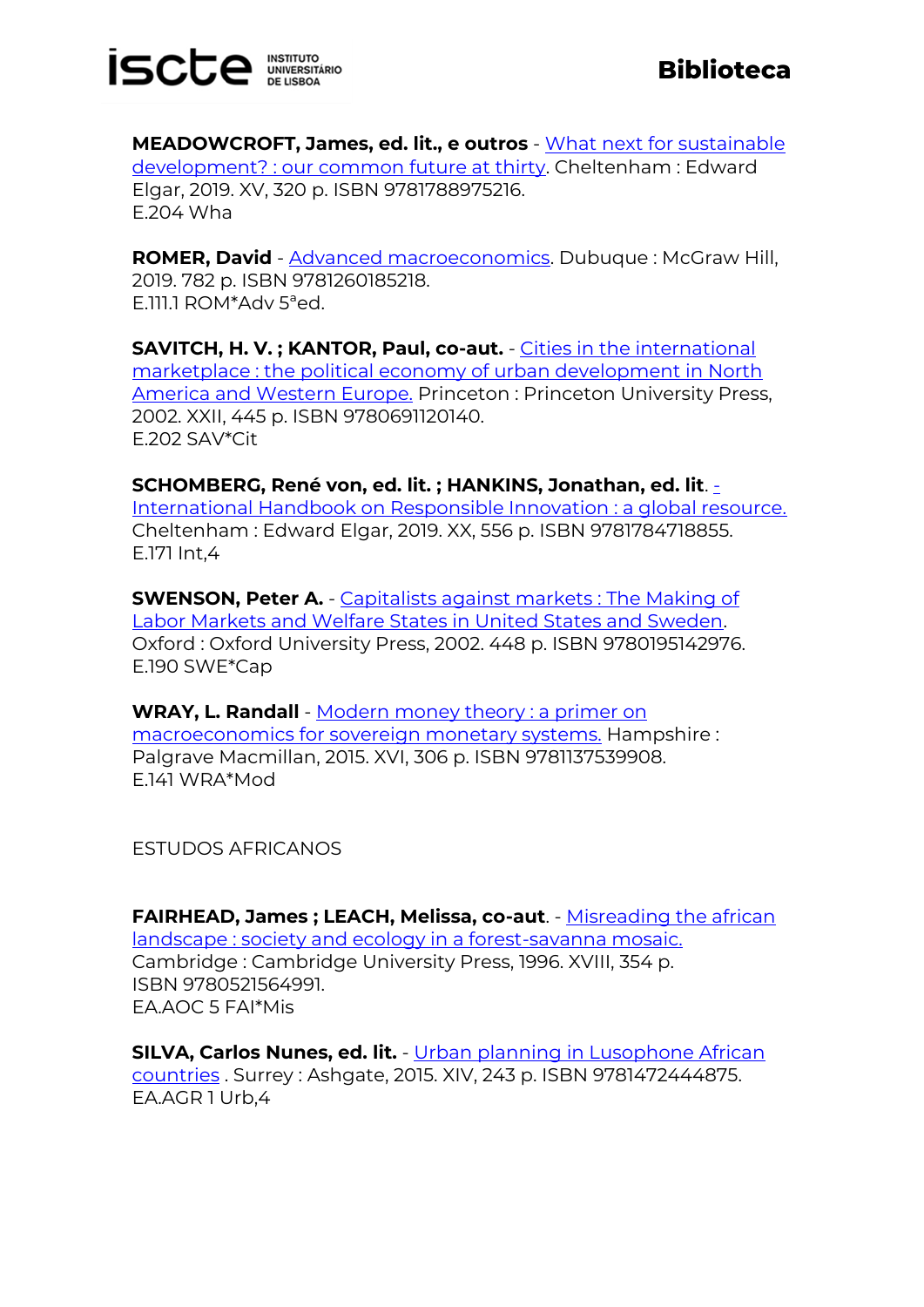**MEADOWCROFT, James, ed. lit., e outros** - What next for sustainable development? : our common future at thirty. Cheltenham : Edward Elgar, 2019. XV, 320 p. ISBN 9781788975216.
E.204 Wha

**ROMER, David** - Advanced macroeconomics. Dubuque : McGraw Hill, 2019. 782 p. ISBN 9781260185218.
E.111.1 ROM*Adv 5ªed.

**SAVITCH, H. V. ; KANTOR, Paul, co-aut.** - Cities in the international marketplace : the political economy of urban development in North America and Western Europe. Princeton : Princeton University Press, 2002. XXII, 445 p. ISBN 9780691120140.
E.202 SAV*Cit

**SCHOMBERG, René von, ed. lit. ; HANKINS, Jonathan, ed. lit**. - International Handbook on Responsible Innovation : a global resource. Cheltenham : Edward Elgar, 2019. XX, 556 p. ISBN 9781784718855.
E.171 Int,4

**SWENSON, Peter A.** - Capitalists against markets : The Making of Labor Markets and Welfare States in United States and Sweden. Oxford : Oxford University Press, 2002. 448 p. ISBN 9780195142976.
E.190 SWE*Cap

**WRAY, L. Randall** - Modern money theory : a primer on macroeconomics for sovereign monetary systems. Hampshire : Palgrave Macmillan, 2015. XVI, 306 p. ISBN 9781137539908.
E.141 WRA*Mod

ESTUDOS AFRICANOS

**FAIRHEAD, James ; LEACH, Melissa, co-aut**. - Misreading the african landscape : society and ecology in a forest-savanna mosaic. Cambridge : Cambridge University Press, 1996. XVIII, 354 p. ISBN 9780521564991.
EA.AOC 5 FAI*Mis

**SILVA, Carlos Nunes, ed. lit.** - Urban planning in Lusophone African countries . Surrey : Ashgate, 2015. XIV, 243 p. ISBN 9781472444875.
EA.AGR 1 Urb,4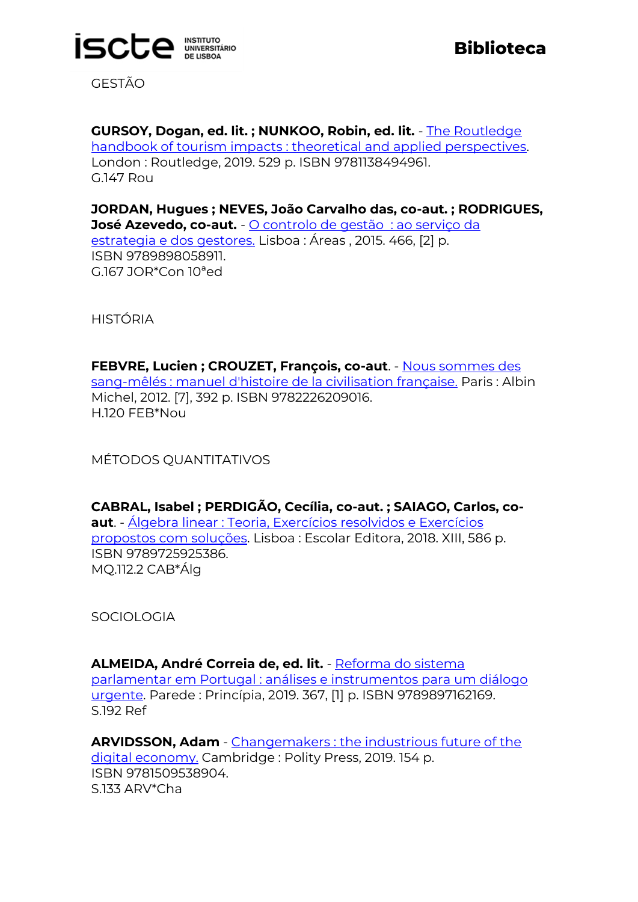GESTÃO

**GURSOY, Dogan, ed. lit. ; NUNKOO, Robin, ed. lit.** - The Routledge handbook of tourism impacts : theoretical and applied perspectives. London : Routledge, 2019. 529 p. ISBN 9781138494961.
G.147 Rou

**JORDAN, Hugues ; NEVES, João Carvalho das, co-aut. ; RODRIGUES, José Azevedo, co-aut.** - O controlo de gestão : ao serviço da estrategia e dos gestores. Lisboa : Áreas , 2015. 466, [2] p.
ISBN 9789898058911.
G.167 JOR*Con 10ªed

HISTÓRIA

**FEBVRE, Lucien ; CROUZET, François, co-aut**. - Nous sommes des sang-mêlés : manuel d'histoire de la civilisation française. Paris : Albin Michel, 2012. [7], 392 p. ISBN 9782226209016.
H.120 FEB*Nou

MÉTODOS QUANTITATIVOS

**CABRAL, Isabel ; PERDIGÃO, Cecília, co-aut. ; SAIAGO, Carlos, co-aut**. - Álgebra linear : Teoria, Exercícios resolvidos e Exercícios propostos com soluções. Lisboa : Escolar Editora, 2018. XIII, 586 p.
ISBN 9789725925386.
MQ.112.2 CAB*Álg

SOCIOLOGIA

**ALMEIDA, André Correia de, ed. lit.** - Reforma do sistema parlamentar em Portugal : análises e instrumentos para um diálogo urgente. Parede : Princípia, 2019. 367, [1] p. ISBN 9789897162169.
S.192 Ref

**ARVIDSSON, Adam** - Changemakers : the industrious future of the digital economy. Cambridge : Polity Press, 2019. 154 p.
ISBN 9781509538904.
S.133 ARV*Cha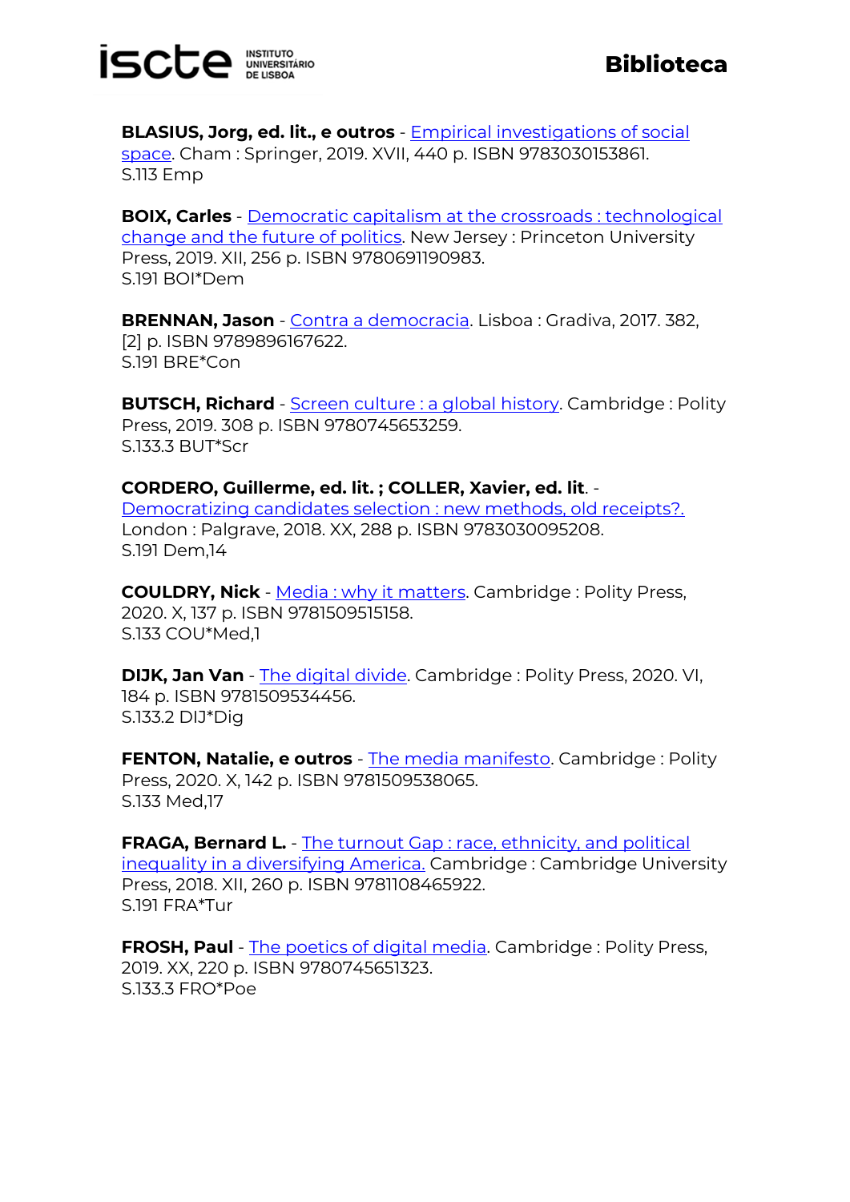**BLASIUS, Jorg, ed. lit., e outros** - Empirical investigations of social space. Cham : Springer, 2019. XVII, 440 p. ISBN 9783030153861.
S.113 Emp

**BOIX, Carles** - Democratic capitalism at the crossroads : technological change and the future of politics. New Jersey : Princeton University Press, 2019. XII, 256 p. ISBN 9780691190983.
S.191 BOI*Dem

**BRENNAN, Jason** - Contra a democracia. Lisboa : Gradiva, 2017. 382, [2] p. ISBN 9789896167622.
S.191 BRE*Con

**BUTSCH, Richard** - Screen culture : a global history. Cambridge : Polity Press, 2019. 308 p. ISBN 9780745653259.
S.133.3 BUT*Scr

**CORDERO, Guillerme, ed. lit. ; COLLER, Xavier, ed. lit**. - Democratizing candidates selection : new methods, old receipts?. London : Palgrave, 2018. XX, 288 p. ISBN 9783030095208.
S.191 Dem,14

**COULDRY, Nick** - Media : why it matters. Cambridge : Polity Press, 2020. X, 137 p. ISBN 9781509515158.
S.133 COU*Med,1

**DIJK, Jan Van** - The digital divide. Cambridge : Polity Press, 2020. VI, 184 p. ISBN 9781509534456.
S.133.2 DIJ*Dig

**FENTON, Natalie, e outros** - The media manifesto. Cambridge : Polity Press, 2020. X, 142 p. ISBN 9781509538065.
S.133 Med,17

**FRAGA, Bernard L.** - The turnout Gap : race, ethnicity, and political inequality in a diversifying America. Cambridge : Cambridge University Press, 2018. XII, 260 p. ISBN 9781108465922.
S.191 FRA*Tur

**FROSH, Paul** - The poetics of digital media. Cambridge : Polity Press, 2019. XX, 220 p. ISBN 9780745651323.
S.133.3 FRO*Poe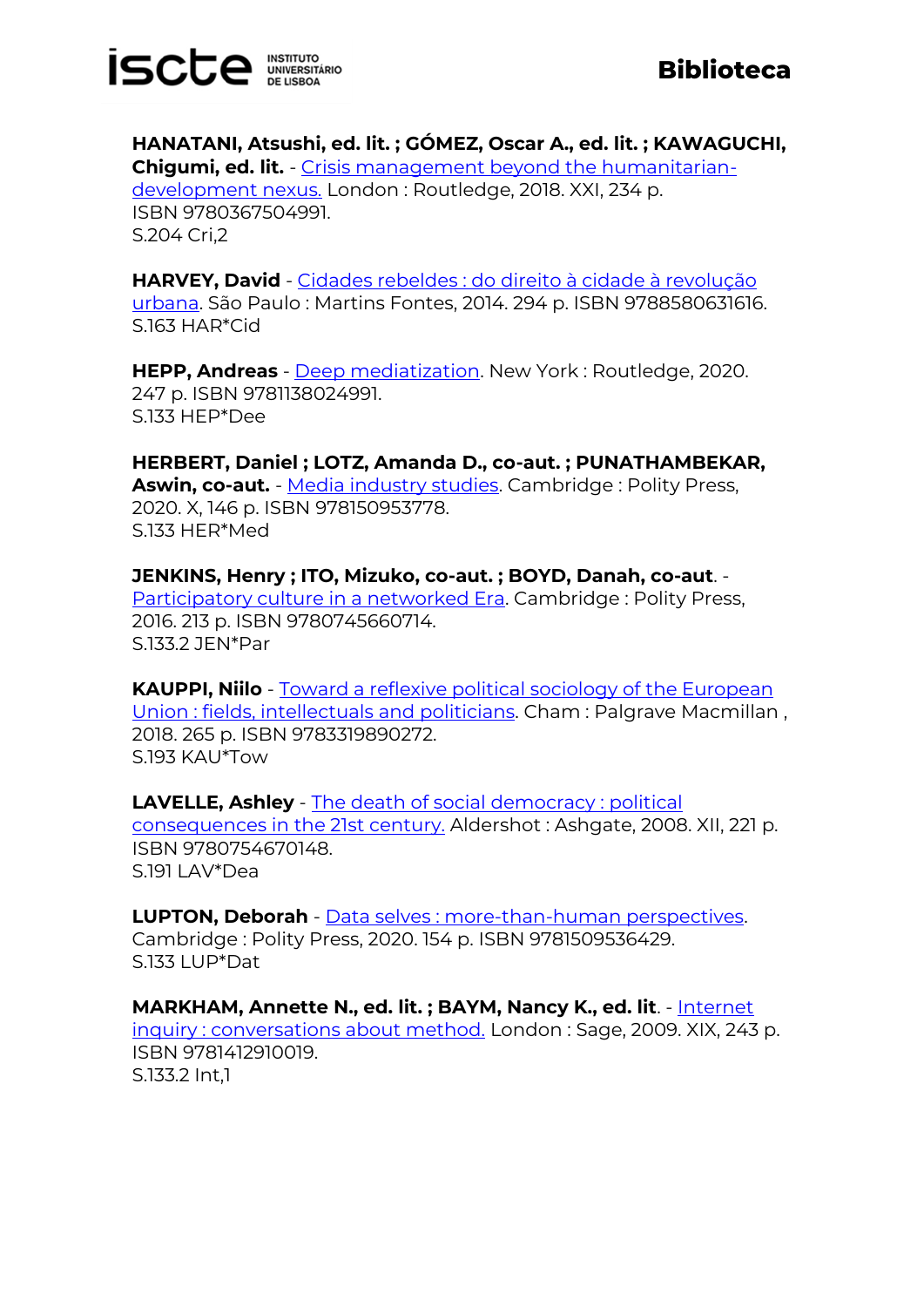**HANATANI, Atsushi, ed. lit. ; GÓMEZ, Oscar A., ed. lit. ; KAWAGUCHI, Chigumi, ed. lit.** - Crisis management beyond the humanitarian-development nexus. London : Routledge, 2018. XXI, 234 p. ISBN 9780367504991.
S.204 Cri,2

**HARVEY, David** - Cidades rebeldes : do direito à cidade à revolução urbana. São Paulo : Martins Fontes, 2014. 294 p. ISBN 9788580631616.
S.163 HAR*Cid

**HEPP, Andreas** - Deep mediatization. New York : Routledge, 2020. 247 p. ISBN 9781138024991.
S.133 HEP*Dee

**HERBERT, Daniel ; LOTZ, Amanda D., co-aut. ; PUNATHAMBEKAR, Aswin, co-aut.** - Media industry studies. Cambridge : Polity Press, 2020. X, 146 p. ISBN 978150953778.
S.133 HER*Med

**JENKINS, Henry ; ITO, Mizuko, co-aut. ; BOYD, Danah, co-aut**. - Participatory culture in a networked Era. Cambridge : Polity Press, 2016. 213 p. ISBN 9780745660714.
S.133.2 JEN*Par

**KAUPPI, Niilo** - Toward a reflexive political sociology of the European Union : fields, intellectuals and politicians. Cham : Palgrave Macmillan , 2018. 265 p. ISBN 9783319890272.
S.193 KAU*Tow

**LAVELLE, Ashley** - The death of social democracy : political consequences in the 21st century. Aldershot : Ashgate, 2008. XII, 221 p. ISBN 9780754670148.
S.191 LAV*Dea

**LUPTON, Deborah** - Data selves : more-than-human perspectives. Cambridge : Polity Press, 2020. 154 p. ISBN 9781509536429.
S.133 LUP*Dat

**MARKHAM, Annette N., ed. lit. ; BAYM, Nancy K., ed. lit**. - Internet inquiry : conversations about method. London : Sage, 2009. XIX, 243 p. ISBN 9781412910019.
S.133.2 Int,1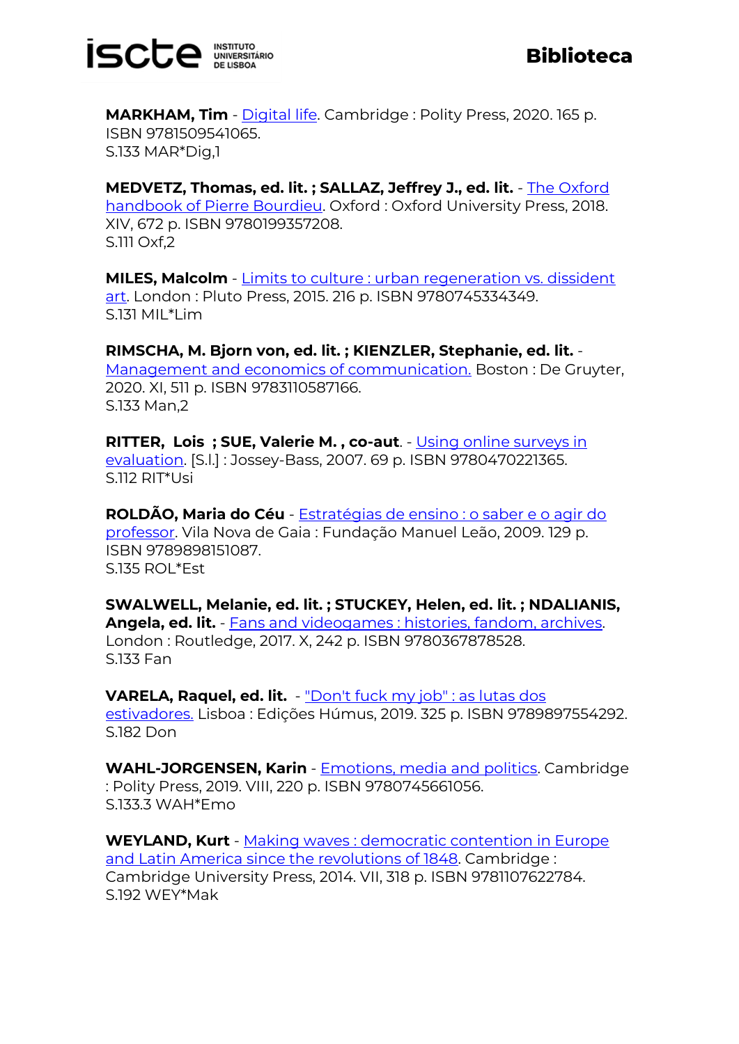**MARKHAM, Tim** - Digital life. Cambridge : Polity Press, 2020. 165 p. ISBN 9781509541065.
S.133 MAR*Dig,1

**MEDVETZ, Thomas, ed. lit. ; SALLAZ, Jeffrey J., ed. lit.** - The Oxford handbook of Pierre Bourdieu. Oxford : Oxford University Press, 2018. XIV, 672 p. ISBN 9780199357208.
S.111 Oxf,2

**MILES, Malcolm** - Limits to culture : urban regeneration vs. dissident art. London : Pluto Press, 2015. 216 p. ISBN 9780745334349.
S.131 MIL*Lim

**RIMSCHA, M. Bjorn von, ed. lit. ; KIENZLER, Stephanie, ed. lit.** - Management and economics of communication. Boston : De Gruyter, 2020. XI, 511 p. ISBN 9783110587166.
S.133 Man,2

**RITTER, Lois ; SUE, Valerie M. , co-aut**. - Using online surveys in evaluation. [S.l.] : Jossey-Bass, 2007. 69 p. ISBN 9780470221365.
S.112 RIT*Usi

**ROLDÃO, Maria do Céu** - Estratégias de ensino : o saber e o agir do professor. Vila Nova de Gaia : Fundação Manuel Leão, 2009. 129 p. ISBN 9789898151087.
S.135 ROL*Est

**SWALWELL, Melanie, ed. lit. ; STUCKEY, Helen, ed. lit. ; NDALIANIS, Angela, ed. lit.** - Fans and videogames : histories, fandom, archives. London : Routledge, 2017. X, 242 p. ISBN 9780367878528.
S.133 Fan

**VARELA, Raquel, ed. lit.** - "Don't fuck my job" : as lutas dos estivadores. Lisboa : Edições Húmus, 2019. 325 p. ISBN 9789897554292.
S.182 Don

**WAHL-JORGENSEN, Karin** - Emotions, media and politics. Cambridge : Polity Press, 2019. VIII, 220 p. ISBN 9780745661056.
S.133.3 WAH*Emo

**WEYLAND, Kurt** - Making waves : democratic contention in Europe and Latin America since the revolutions of 1848. Cambridge : Cambridge University Press, 2014. VII, 318 p. ISBN 9781107622784.
S.192 WEY*Mak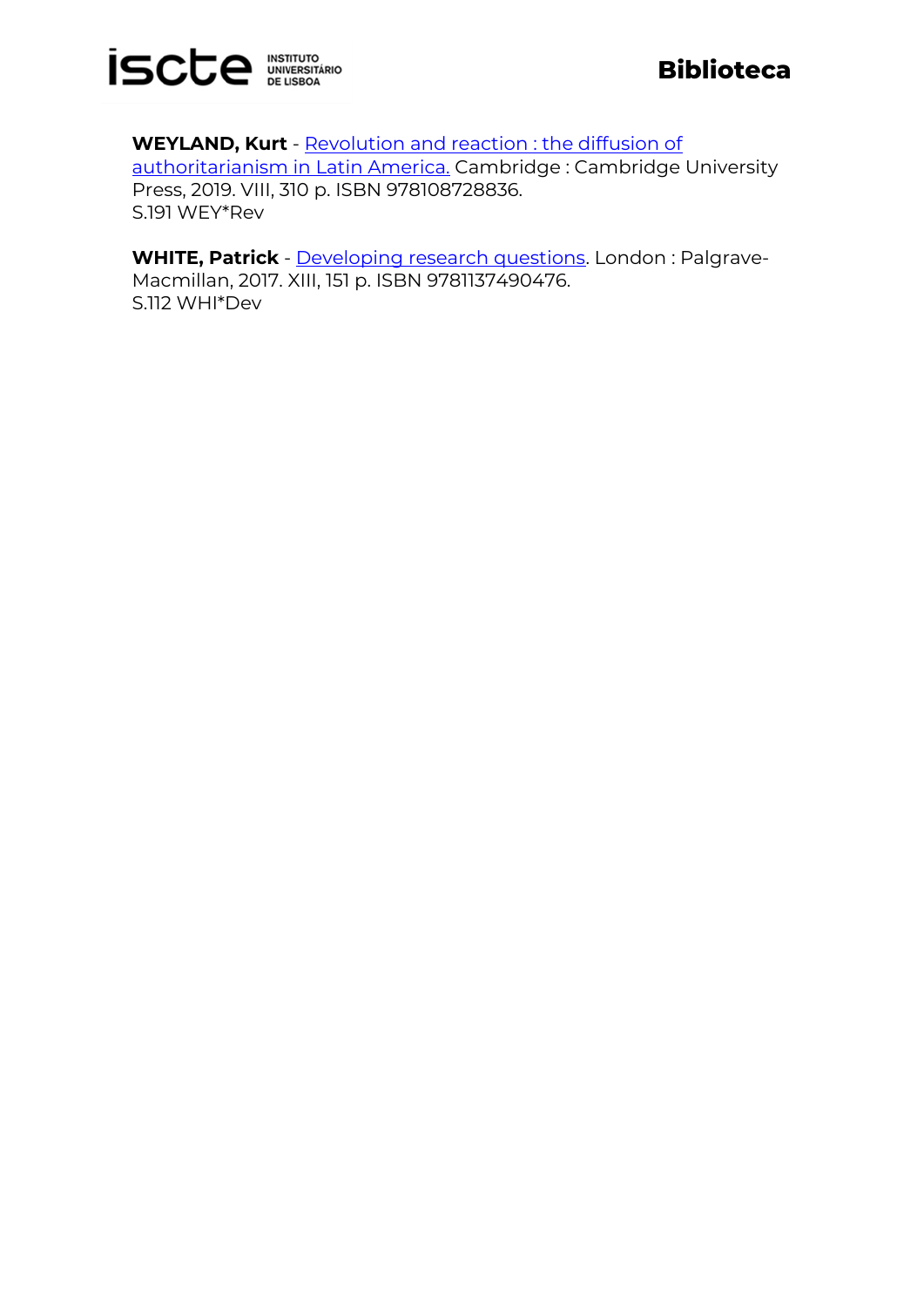**WEYLAND, Kurt** - Revolution and reaction : the diffusion of authoritarianism in Latin America. Cambridge : Cambridge University Press, 2019. VIII, 310 p. ISBN 978108728836.
S.191 WEY*Rev

**WHITE, Patrick** - Developing research questions. London : Palgrave-Macmillan, 2017. XIII, 151 p. ISBN 9781137490476.
S.112 WHI*Dev